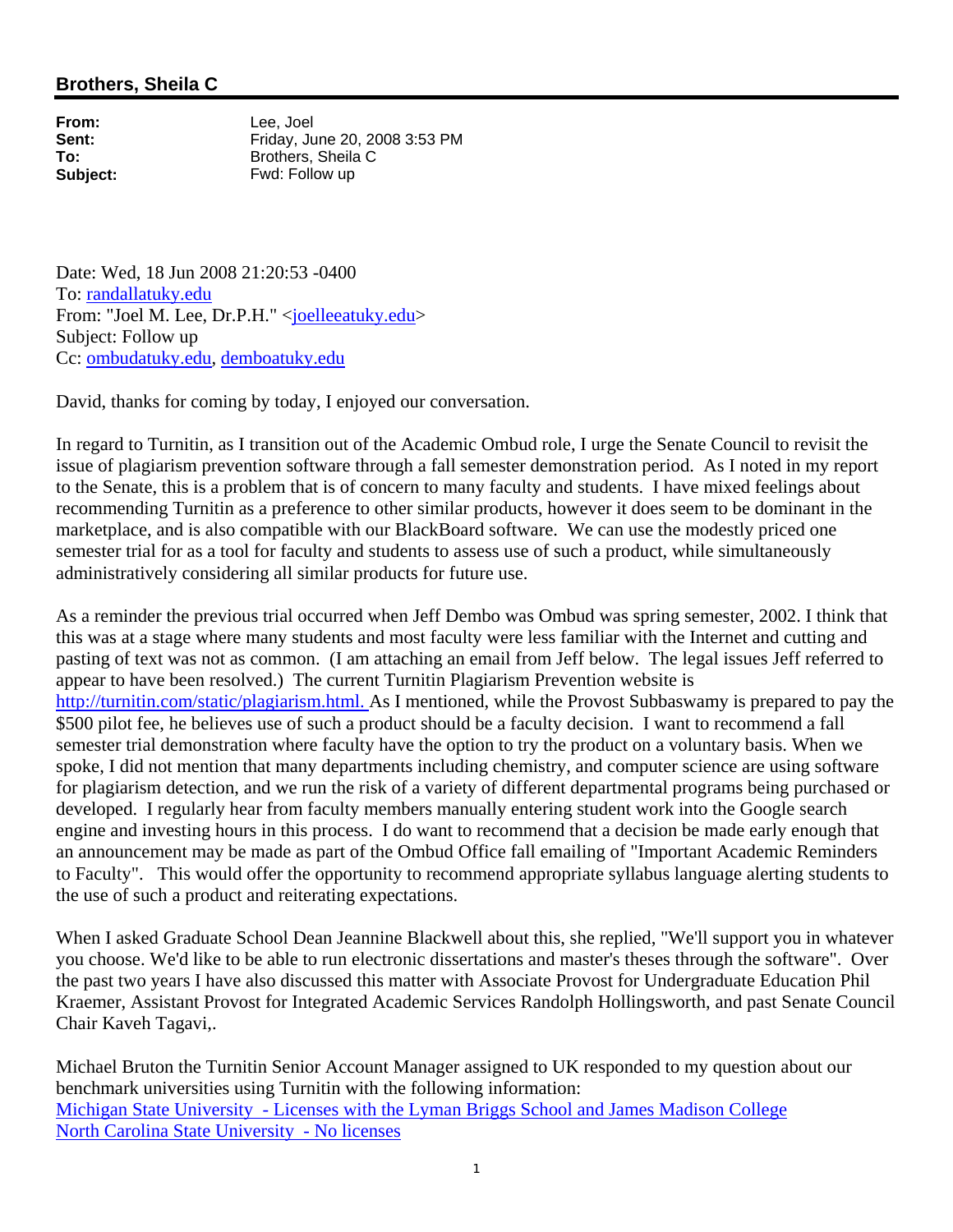## Brothers, Sheila C

| | |
|---|---|
| **From:** | Lee, Joel |
| **Sent:** | Friday, June 20, 2008 3:53 PM |
| **To:** | Brothers, Sheila C |
| **Subject:** | Fwd: Follow up |

Date: Wed, 18 Jun 2008 21:20:53 -0400
To: randallatuky.edu
From: "Joel M. Lee, Dr.P.H." <joelleeatuky.edu>
Subject: Follow up
Cc: ombudatuky.edu, demboatuky.edu

David, thanks for coming by today, I enjoyed our conversation.

In regard to Turnitin, as I transition out of the Academic Ombud role, I urge the Senate Council to revisit the issue of plagiarism prevention software through a fall semester demonstration period. As I noted in my report to the Senate, this is a problem that is of concern to many faculty and students. I have mixed feelings about recommending Turnitin as a preference to other similar products, however it does seem to be dominant in the marketplace, and is also compatible with our BlackBoard software. We can use the modestly priced one semester trial for as a tool for faculty and students to assess use of such a product, while simultaneously administratively considering all similar products for future use.

As a reminder the previous trial occurred when Jeff Dembo was Ombud was spring semester, 2002. I think that this was at a stage where many students and most faculty were less familiar with the Internet and cutting and pasting of text was not as common. (I am attaching an email from Jeff below. The legal issues Jeff referred to appear to have been resolved.) The current Turnitin Plagiarism Prevention website is http://turnitin.com/static/plagiarism.html. As I mentioned, while the Provost Subbaswamy is prepared to pay the $500 pilot fee, he believes use of such a product should be a faculty decision. I want to recommend a fall semester trial demonstration where faculty have the option to try the product on a voluntary basis. When we spoke, I did not mention that many departments including chemistry, and computer science are using software for plagiarism detection, and we run the risk of a variety of different departmental programs being purchased or developed. I regularly hear from faculty members manually entering student work into the Google search engine and investing hours in this process. I do want to recommend that a decision be made early enough that an announcement may be made as part of the Ombud Office fall emailing of "Important Academic Reminders to Faculty". This would offer the opportunity to recommend appropriate syllabus language alerting students to the use of such a product and reiterating expectations.

When I asked Graduate School Dean Jeannine Blackwell about this, she replied, "We'll support you in whatever you choose. We'd like to be able to run electronic dissertations and master's theses through the software". Over the past two years I have also discussed this matter with Associate Provost for Undergraduate Education Phil Kraemer, Assistant Provost for Integrated Academic Services Randolph Hollingsworth, and past Senate Council Chair Kaveh Tagavi,.

Michael Bruton the Turnitin Senior Account Manager assigned to UK responded to my question about our benchmark universities using Turnitin with the following information:
Michigan State University - Licenses with the Lyman Briggs School and James Madison College
North Carolina State University - No licenses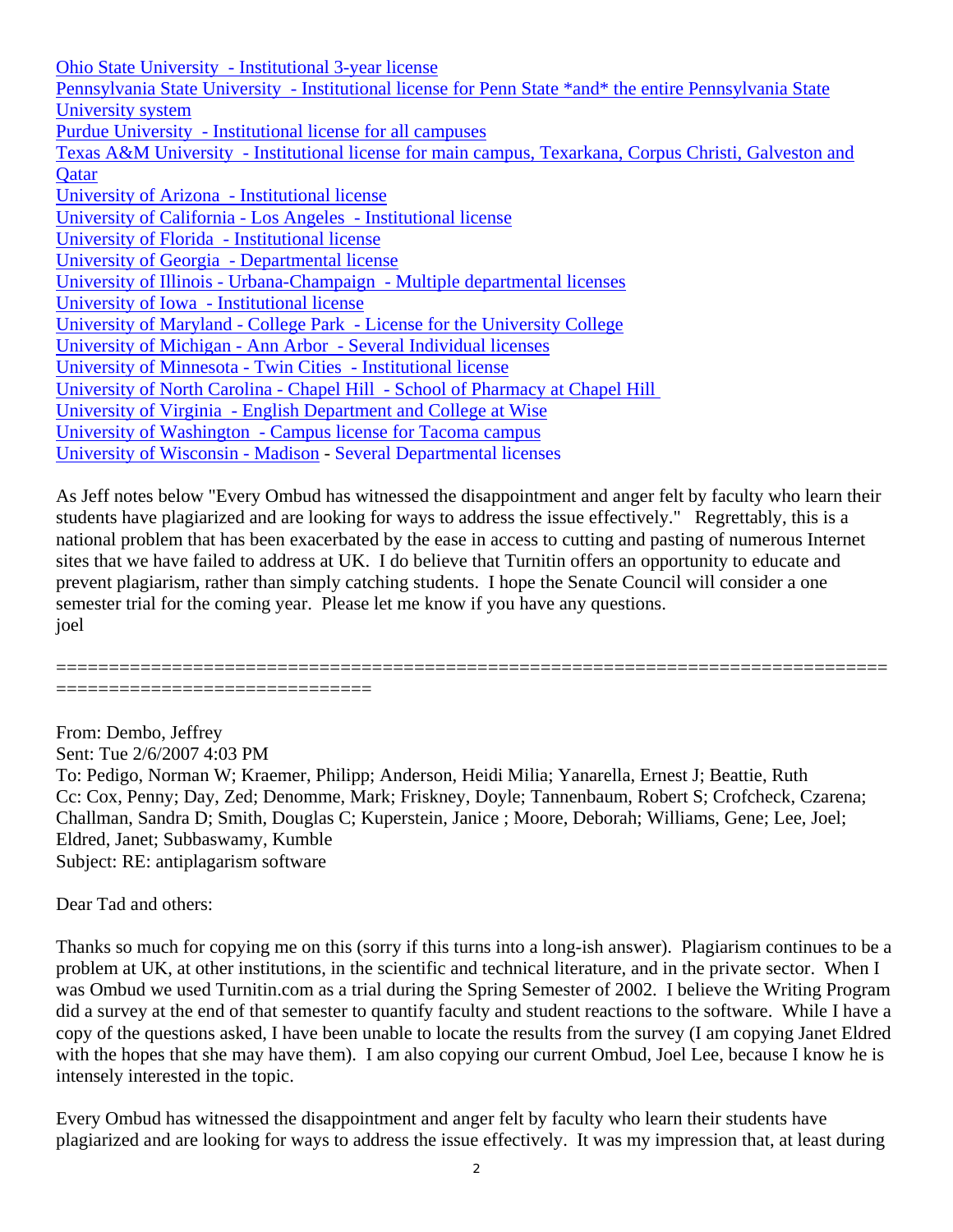Ohio State University - Institutional 3-year license
Pennsylvania State University - Institutional license for Penn State *and* the entire Pennsylvania State University system
Purdue University - Institutional license for all campuses
Texas A&M University - Institutional license for main campus, Texarkana, Corpus Christi, Galveston and Qatar
University of Arizona - Institutional license
University of California - Los Angeles - Institutional license
University of Florida - Institutional license
University of Georgia - Departmental license
University of Illinois - Urbana-Champaign - Multiple departmental licenses
University of Iowa - Institutional license
University of Maryland - College Park - License for the University College
University of Michigan - Ann Arbor - Several Individual licenses
University of Minnesota - Twin Cities - Institutional license
University of North Carolina - Chapel Hill - School of Pharmacy at Chapel Hill
University of Virginia - English Department and College at Wise
University of Washington - Campus license for Tacoma campus
University of Wisconsin - Madison - Several Departmental licenses

As Jeff notes below "Every Ombud has witnessed the disappointment and anger felt by faculty who learn their students have plagiarized and are looking for ways to address the issue effectively." Regrettably, this is a national problem that has been exacerbated by the ease in access to cutting and pasting of numerous Internet sites that we have failed to address at UK. I do believe that Turnitin offers an opportunity to educate and prevent plagiarism, rather than simply catching students. I hope the Senate Council will consider a one semester trial for the coming year. Please let me know if you have any questions.
joel

================================================================================================================

From: Dembo, Jeffrey
Sent: Tue 2/6/2007 4:03 PM
To: Pedigo, Norman W; Kraemer, Philipp; Anderson, Heidi Milia; Yanarella, Ernest J; Beattie, Ruth
Cc: Cox, Penny; Day, Zed; Denomme, Mark; Friskney, Doyle; Tannenbaum, Robert S; Crofcheck, Czarena; Challman, Sandra D; Smith, Douglas C; Kuperstein, Janice ; Moore, Deborah; Williams, Gene; Lee, Joel; Eldred, Janet; Subbaswamy, Kumble
Subject: RE: antiplagarism software

Dear Tad and others:

Thanks so much for copying me on this (sorry if this turns into a long-ish answer). Plagiarism continues to be a problem at UK, at other institutions, in the scientific and technical literature, and in the private sector. When I was Ombud we used Turnitin.com as a trial during the Spring Semester of 2002. I believe the Writing Program did a survey at the end of that semester to quantify faculty and student reactions to the software. While I have a copy of the questions asked, I have been unable to locate the results from the survey (I am copying Janet Eldred with the hopes that she may have them). I am also copying our current Ombud, Joel Lee, because I know he is intensely interested in the topic.

Every Ombud has witnessed the disappointment and anger felt by faculty who learn their students have plagiarized and are looking for ways to address the issue effectively. It was my impression that, at least during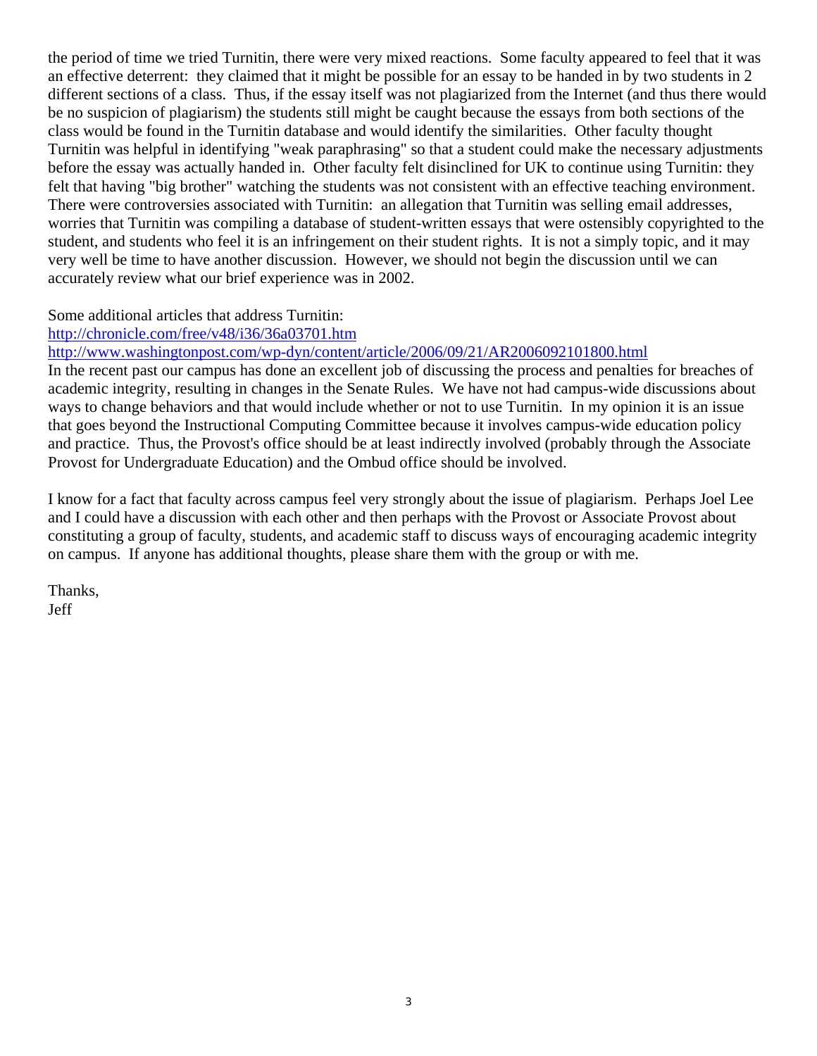the period of time we tried Turnitin, there were very mixed reactions. Some faculty appeared to feel that it was an effective deterrent: they claimed that it might be possible for an essay to be handed in by two students in 2 different sections of a class. Thus, if the essay itself was not plagiarized from the Internet (and thus there would be no suspicion of plagiarism) the students still might be caught because the essays from both sections of the class would be found in the Turnitin database and would identify the similarities. Other faculty thought Turnitin was helpful in identifying "weak paraphrasing" so that a student could make the necessary adjustments before the essay was actually handed in. Other faculty felt disinclined for UK to continue using Turnitin: they felt that having "big brother" watching the students was not consistent with an effective teaching environment. There were controversies associated with Turnitin: an allegation that Turnitin was selling email addresses, worries that Turnitin was compiling a database of student-written essays that were ostensibly copyrighted to the student, and students who feel it is an infringement on their student rights. It is not a simply topic, and it may very well be time to have another discussion. However, we should not begin the discussion until we can accurately review what our brief experience was in 2002.

Some additional articles that address Turnitin:
http://chronicle.com/free/v48/i36/36a03701.htm
http://www.washingtonpost.com/wp-dyn/content/article/2006/09/21/AR2006092101800.html
In the recent past our campus has done an excellent job of discussing the process and penalties for breaches of academic integrity, resulting in changes in the Senate Rules. We have not had campus-wide discussions about ways to change behaviors and that would include whether or not to use Turnitin. In my opinion it is an issue that goes beyond the Instructional Computing Committee because it involves campus-wide education policy and practice. Thus, the Provost's office should be at least indirectly involved (probably through the Associate Provost for Undergraduate Education) and the Ombud office should be involved.

I know for a fact that faculty across campus feel very strongly about the issue of plagiarism. Perhaps Joel Lee and I could have a discussion with each other and then perhaps with the Provost or Associate Provost about constituting a group of faculty, students, and academic staff to discuss ways of encouraging academic integrity on campus. If anyone has additional thoughts, please share them with the group or with me.

Thanks,
Jeff